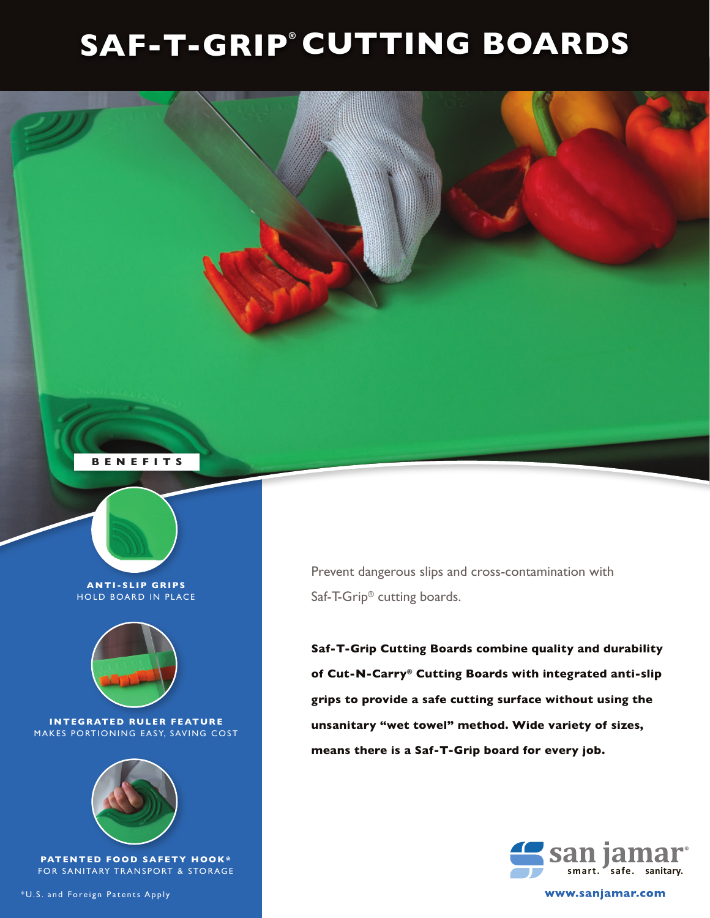# SAF-T-GRIP® CUTTING BOARDS

## BENEFITS

**ANTI-SLIP GRIPS**
HOLD BOARD IN PLACE

**INTEGRATED RULER FEATURE**
MAKES PORTIONING EASY, SAVING COST

**PATENTED FOOD SAFETY HOOK***
FOR SANITARY TRANSPORT & STORAGE

*U.S. and Foreign Patents Apply

Prevent dangerous slips and cross-contamination with Saf-T-Grip® cutting boards.

**Saf-T-Grip Cutting Boards combine quality and durability of Cut-N-Carry® Cutting Boards with integrated anti-slip grips to provide a safe cutting surface without using the unsanitary "wet towel" method. Wide variety of sizes, means there is a Saf-T-Grip board for every job.**

san jamar®
smart. safe. sanitary.

**www.sanjamar.com**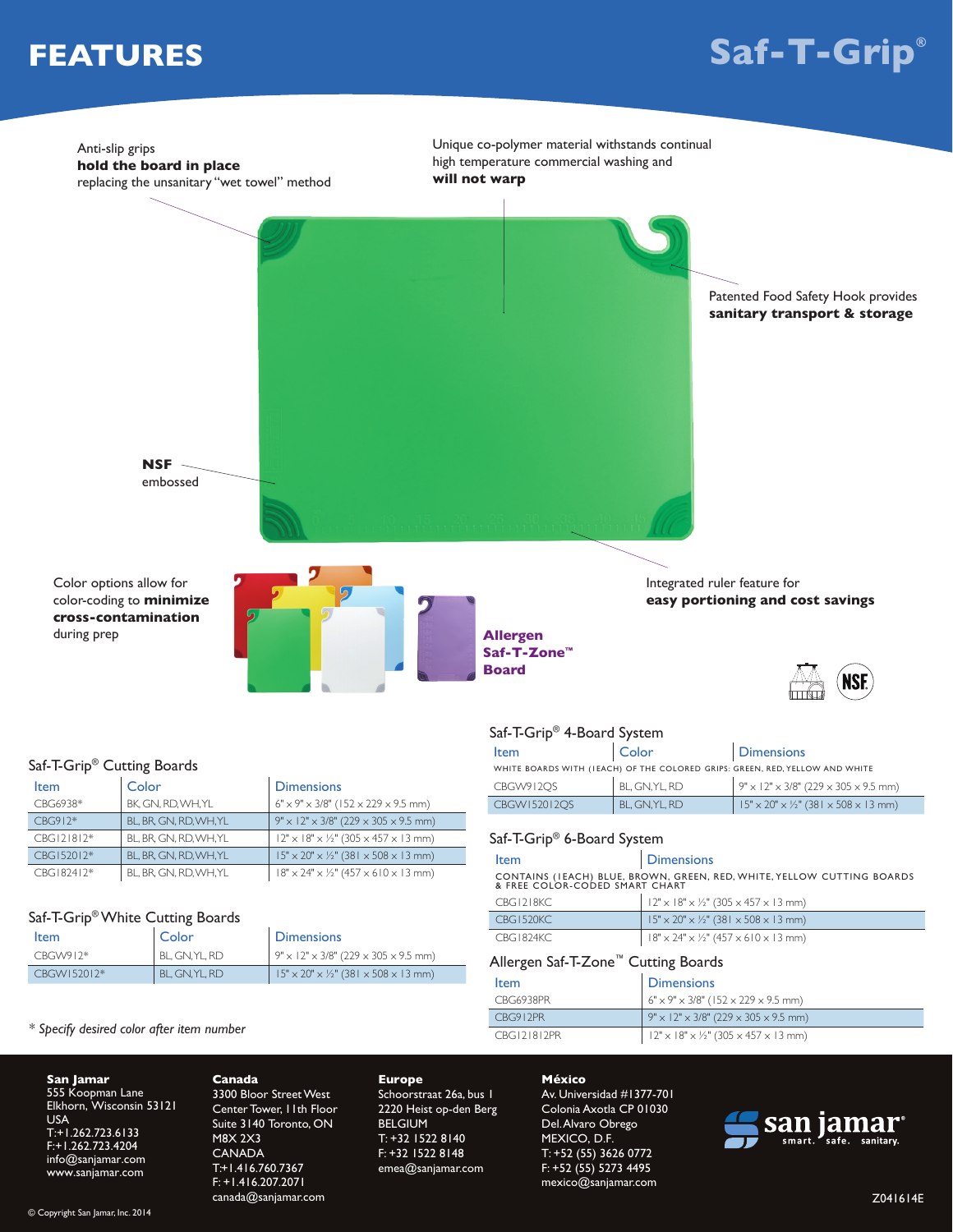# FEATURES

**Saf-T-Grip®**

Anti-slip grips **hold the board in place** replacing the unsanitary "wet towel" method

Unique co-polymer material withstands continual high temperature commercial washing and **will not warp**

Patented Food Safety Hook provides **sanitary transport & storage**

**NSF** embossed

Color options allow for color-coding to **minimize cross-contamination** during prep

**Allergen Saf-T-Zone™ Board**

Integrated ruler feature for **easy portioning and cost savings**

## Saf-T-Grip® Cutting Boards

| Item | Color | Dimensions |
|---|---|---|
| CBG6938* | BK, GN, RD, WH, YL | 6" x 9" x 3/8" (152 x 229 x 9.5 mm) |
| CBG912* | BL, BR, GN, RD, WH, YL | 9" x 12" x 3/8" (229 x 305 x 9.5 mm) |
| CBG121812* | BL, BR, GN, RD, WH, YL | 12" x 18" x ½" (305 x 457 x 13 mm) |
| CBG152012* | BL, BR, GN, RD, WH, YL | 15" x 20" x ½" (381 x 508 x 13 mm) |
| CBG182412* | BL, BR, GN, RD, WH, YL | 18" x 24" x ½" (457 x 610 x 13 mm) |

## Saf-T-Grip® White Cutting Boards

| Item | Color | Dimensions |
|---|---|---|
| CBGW912* | BL, GN, YL, RD | 9" x 12" x 3/8" (229 x 305 x 9.5 mm) |
| CBGW152012* | BL, GN, YL, RD | 15" x 20" x ½" (381 x 508 x 13 mm) |

*\* Specify desired color after item number*

## Saf-T-Grip® 4-Board System

WHITE BOARDS WITH (1EACH) OF THE COLORED GRIPS: GREEN, RED, YELLOW AND WHITE

| Item | Color | Dimensions |
|---|---|---|
| CBGW912QS | BL, GN, YL, RD | 9" x 12" x 3/8" (229 x 305 x 9.5 mm) |
| CBGW152012QS | BL, GN, YL, RD | 15" x 20" x ½" (381 x 508 x 13 mm) |

## Saf-T-Grip® 6-Board System

CONTAINS (1EACH) BLUE, BROWN, GREEN, RED, WHITE, YELLOW CUTTING BOARDS & FREE COLOR-CODED SMART CHART

| Item | Dimensions |
|---|---|
| CBG1218KC | 12" x 18" x ½" (305 x 457 x 13 mm) |
| CBG1520KC | 15" x 20" x ½" (381 x 508 x 13 mm) |
| CBG1824KC | 18" x 24" x ½" (457 x 610 x 13 mm) |

## Allergen Saf-T-Zone™ Cutting Boards

| Item | Dimensions |
|---|---|
| CBG6938PR | 6" x 9" x 3/8" (152 x 229 x 9.5 mm) |
| CBG912PR | 9" x 12" x 3/8" (229 x 305 x 9.5 mm) |
| CBG121812PR | 12" x 18" x ½" (305 x 457 x 13 mm) |

**San Jamar**
555 Koopman Lane
Elkhorn, Wisconsin 53121
USA
T:+1.262.723.6133
F:+1.262.723.4204
info@sanjamar.com
www.sanjamar.com

**Canada**
3300 Bloor Street West
Center Tower, 11th Floor
Suite 3140 Toronto, ON
M8X 2X3
CANADA
T:+1.416.760.7367
F: +1.416.207.2071
canada@sanjamar.com

**Europe**
Schoorstraat 26a, bus 1
2220 Heist op-den Berg
BELGIUM
T: +32 1522 8140
F: +32 1522 8148
emea@sanjamar.com

**México**
Av. Universidad #1377-701
Colonia Axotla CP 01030
Del. Alvaro Obrego
MEXICO, D.F.
T: +52 (55) 3626 0772
F: +52 (55) 5273 4495
mexico@sanjamar.com

san jamar® smart. safe. sanitary.

© Copyright San Jamar, Inc. 2014

Z041614E